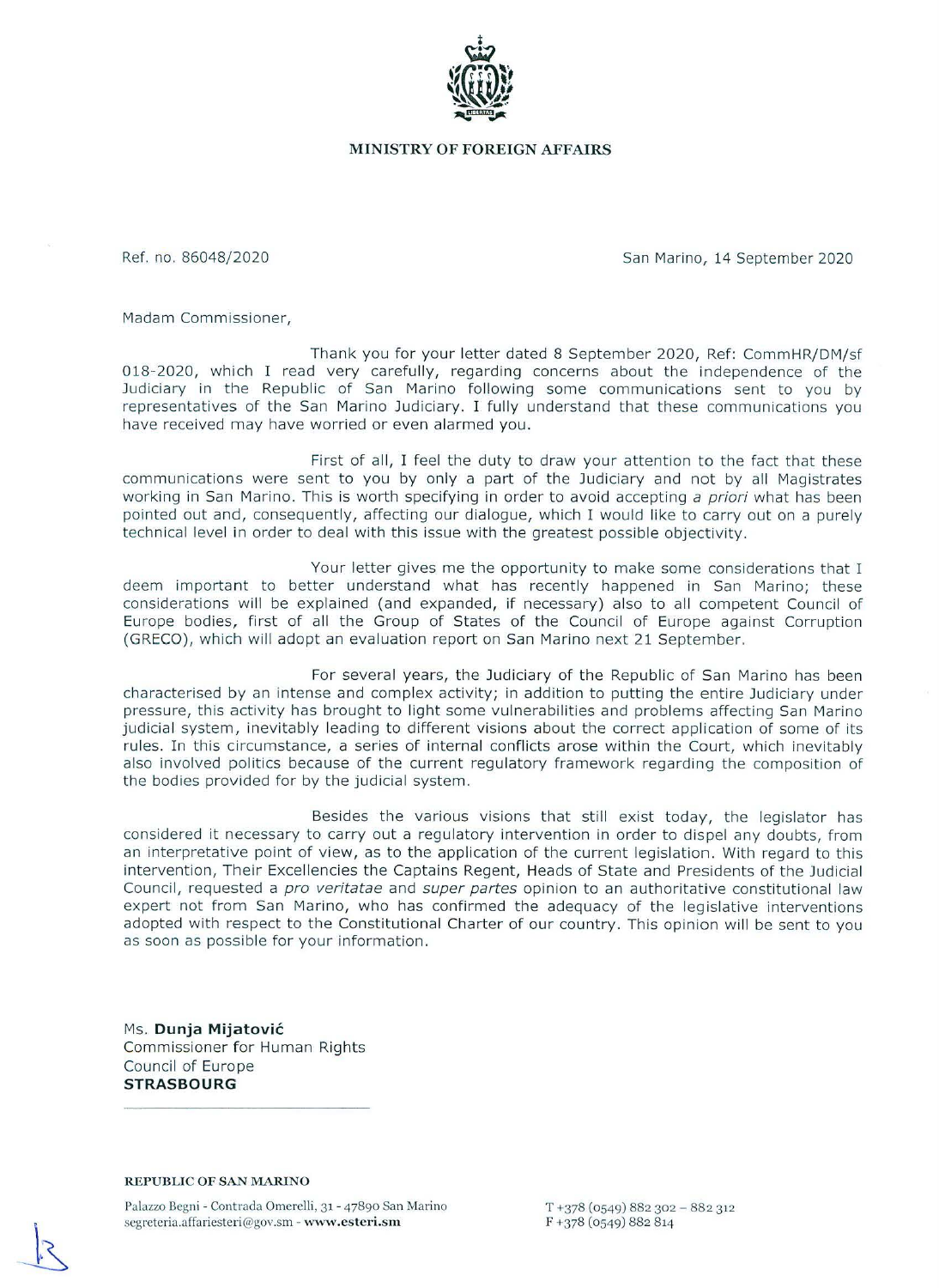**MINISTRY OF FOREIGN AFFAIRS**

Ref. no. 86048/2020

San Marino, 14 September 2020

Madam Commissioner,

Thank you for your letter dated 8 September 2020, Ref: CommHR/DM/sf 018-2020, which I read very carefully, regarding concerns about the independence of the Judiciary in the Republic of San Marino following some communications sent to you by representatives of the San Marino Judiciary. I fully understand that these communications you have received may have worried or even alarmed you.

First of all, I feel the duty to draw your attention to the fact that these communications were sent to you by only a part of the Judiciary and not by all Magistrates working in San Marino. This is worth specifying in order to avoid accepting *a priori* what has been pointed out and, consequently, affecting our dialogue, which I would like to carry out on a purely technical level in order to deal with this issue with the greatest possible objectivity.

Your letter gives me the opportunity to make some considerations that I deem important to better understand what has recently happened in San Marino; these considerations will be explained (and expanded, if necessary) also to all competent Council of Europe bodies, first of all the Group of States of the Council of Europe against Corruption (GRECO), which will adopt an evaluation report on San Marino next 21 September.

For several years, the Judiciary of the Republic of San Marino has been characterised by an intense and complex activity; in addition to putting the entire Judiciary under pressure, this activity has brought to light some vulnerabilities and problems affecting San Marino judicial system, inevitably leading to different visions about the correct application of some of its rules. In this circumstance, a series of internal conflicts arose within the Court, which inevitably also involved politics because of the current regulatory framework regarding the composition of the bodies provided for by the judicial system.

Besides the various visions that still exist today, the legislator has considered it necessary to carry out a regulatory intervention in order to dispel any doubts, from an interpretative point of view, as to the application of the current legislation. With regard to this intervention, Their Excellencies the Captains Regent, Heads of State and Presidents of the Judicial Council, requested a *pro veritatae* and *super partes* opinion to an authoritative constitutional law expert not from San Marino, who has confirmed the adequacy of the legislative interventions adopted with respect to the Constitutional Charter of our country. This opinion will be sent to you as soon as possible for your information.

Ms. **Dunja Mijatović**
Commissioner for Human Rights
Council of Europe
**STRASBOURG**

**REPUBLIC OF SAN MARINO**

Palazzo Begni - Contrada Omerelli, 31 - 47890 San Marino
segreteria.affariesteri@gov.sm - **www.esteri.sm**

T +378 (0549) 882 302 – 882 312
F +378 (0549) 882 814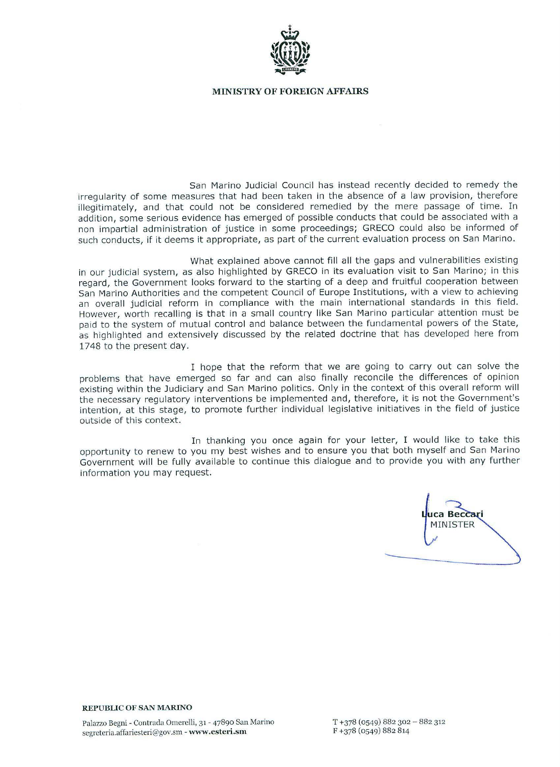**MINISTRY OF FOREIGN AFFAIRS**

San Marino Judicial Council has instead recently decided to remedy the irregularity of some measures that had been taken in the absence of a law provision, therefore illegitimately, and that could not be considered remedied by the mere passage of time. In addition, some serious evidence has emerged of possible conducts that could be associated with a non impartial administration of justice in some proceedings; GRECO could also be informed of such conducts, if it deems it appropriate, as part of the current evaluation process on San Marino.

What explained above cannot fill all the gaps and vulnerabilities existing in our judicial system, as also highlighted by GRECO in its evaluation visit to San Marino; in this regard, the Government looks forward to the starting of a deep and fruitful cooperation between San Marino Authorities and the competent Council of Europe Institutions, with a view to achieving an overall judicial reform in compliance with the main international standards in this field. However, worth recalling is that in a small country like San Marino particular attention must be paid to the system of mutual control and balance between the fundamental powers of the State, as highlighted and extensively discussed by the related doctrine that has developed here from 1748 to the present day.

I hope that the reform that we are going to carry out can solve the problems that have emerged so far and can also finally reconcile the differences of opinion existing within the Judiciary and San Marino politics. Only in the context of this overall reform will the necessary regulatory interventions be implemented and, therefore, it is not the Government's intention, at this stage, to promote further individual legislative initiatives in the field of justice outside of this context.

In thanking you once again for your letter, I would like to take this opportunity to renew to you my best wishes and to ensure you that both myself and San Marino Government will be fully available to continue this dialogue and to provide you with any further information you may request.

Luca Beccari
MINISTER

**REPUBLIC OF SAN MARINO**

Palazzo Begni - Contrada Omerelli, 31 - 47890 San Marino
segreteria.affariesteri@gov.sm - **www.esteri.sm**

T +378 (0549) 882 302 – 882 312
F +378 (0549) 882 814